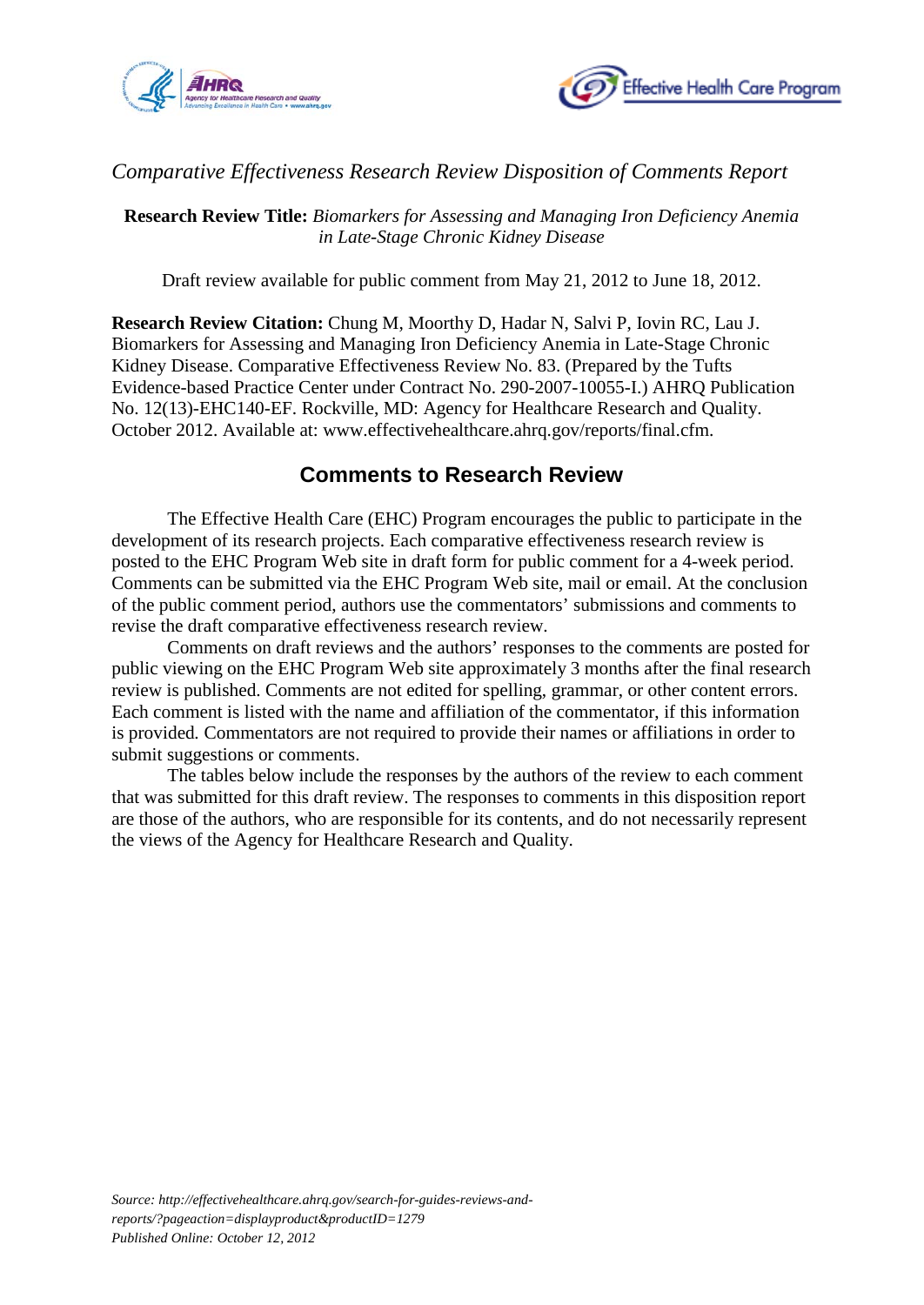*Comparative Effectiveness Research Review Disposition of Comments Report*

**Research Review Title:** *Biomarkers for Assessing and Managing Iron Deficiency Anemia in Late-Stage Chronic Kidney Disease*

Draft review available for public comment from May 21, 2012 to June 18, 2012.

**Research Review Citation:** Chung M, Moorthy D, Hadar N, Salvi P, Iovin RC, Lau J. Biomarkers for Assessing and Managing Iron Deficiency Anemia in Late-Stage Chronic Kidney Disease. Comparative Effectiveness Review No. 83. (Prepared by the Tufts Evidence-based Practice Center under Contract No. 290-2007-10055-I.) AHRQ Publication No. 12(13)-EHC140-EF. Rockville, MD: Agency for Healthcare Research and Quality. October 2012. Available at: www.effectivehealthcare.ahrq.gov/reports/final.cfm.

## Comments to Research Review

The Effective Health Care (EHC) Program encourages the public to participate in the development of its research projects. Each comparative effectiveness research review is posted to the EHC Program Web site in draft form for public comment for a 4-week period. Comments can be submitted via the EHC Program Web site, mail or email. At the conclusion of the public comment period, authors use the commentators' submissions and comments to revise the draft comparative effectiveness research review.

Comments on draft reviews and the authors' responses to the comments are posted for public viewing on the EHC Program Web site approximately 3 months after the final research review is published. Comments are not edited for spelling, grammar, or other content errors. Each comment is listed with the name and affiliation of the commentator, if this information is provided. Commentators are not required to provide their names or affiliations in order to submit suggestions or comments.

The tables below include the responses by the authors of the review to each comment that was submitted for this draft review. The responses to comments in this disposition report are those of the authors, who are responsible for its contents, and do not necessarily represent the views of the Agency for Healthcare Research and Quality.

*Source: http://effectivehealthcare.ahrq.gov/search-for-guides-reviews-and-reports/?pageaction=displayproduct&productID=1279*
*Published Online: October 12, 2012*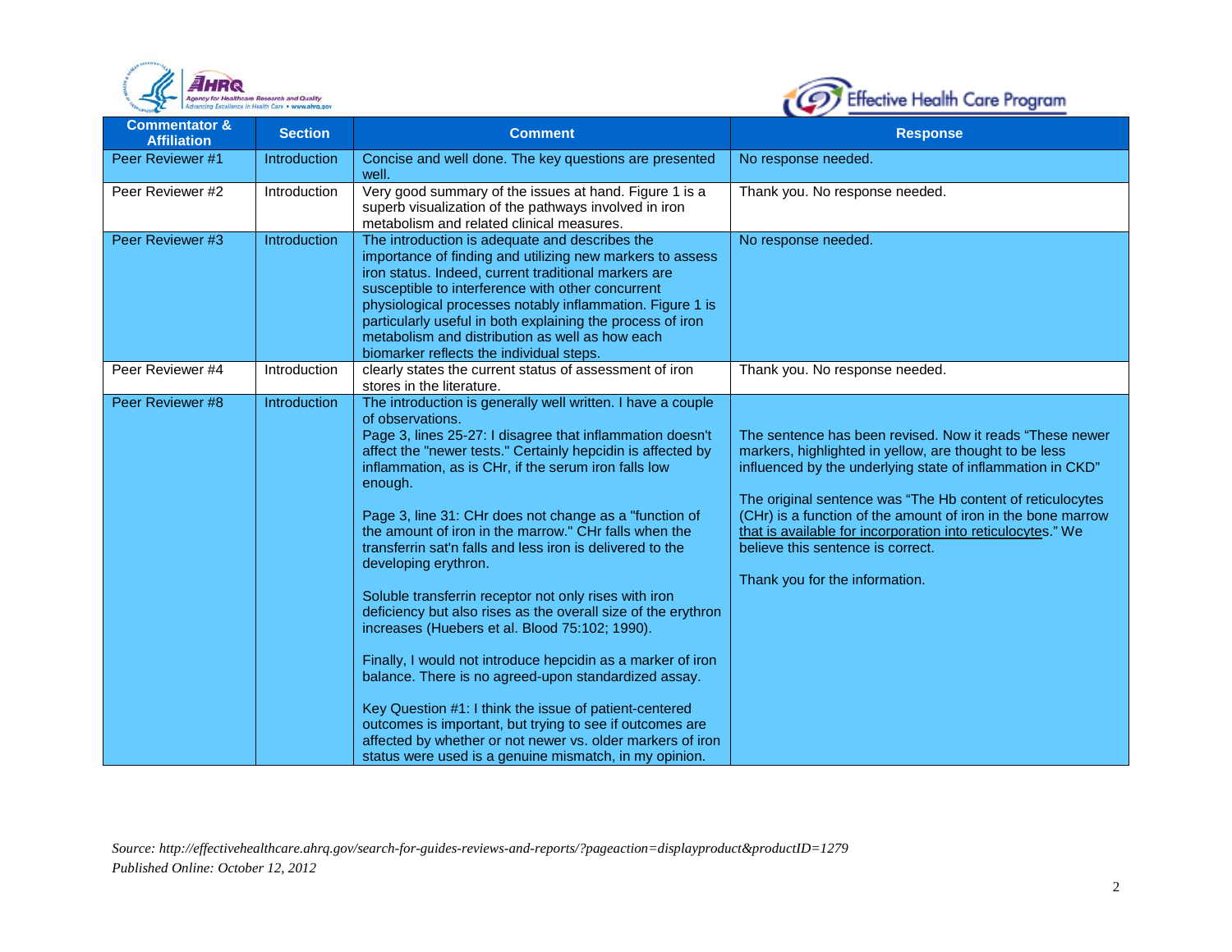| Commentator & Affiliation | Section | Comment | Response |
|---|---|---|---|
| Peer Reviewer #1 | Introduction | Concise and well done. The key questions are presented well. | No response needed. |
| Peer Reviewer #2 | Introduction | Very good summary of the issues at hand. Figure 1 is a superb visualization of the pathways involved in iron metabolism and related clinical measures. | Thank you. No response needed. |
| Peer Reviewer #3 | Introduction | The introduction is adequate and describes the importance of finding and utilizing new markers to assess iron status. Indeed, current traditional markers are susceptible to interference with other concurrent physiological processes notably inflammation. Figure 1 is particularly useful in both explaining the process of iron metabolism and distribution as well as how each biomarker reflects the individual steps. | No response needed. |
| Peer Reviewer #4 | Introduction | clearly states the current status of assessment of iron stores in the literature. | Thank you. No response needed. |
| Peer Reviewer #8 | Introduction | The introduction is generally well written. I have a couple of observations.<br>Page 3, lines 25-27: I disagree that inflammation doesn't affect the "newer tests." Certainly hepcidin is affected by inflammation, as is CHr, if the serum iron falls low enough.<br><br>Page 3, line 31: CHr does not change as a "function of the amount of iron in the marrow." CHr falls when the transferrin sat'n falls and less iron is delivered to the developing erythron.<br><br>Soluble transferrin receptor not only rises with iron deficiency but also rises as the overall size of the erythron increases (Huebers et al. Blood 75:102; 1990).<br><br>Finally, I would not introduce hepcidin as a marker of iron balance. There is no agreed-upon standardized assay.<br><br>Key Question #1: I think the issue of patient-centered outcomes is important, but trying to see if outcomes are affected by whether or not newer vs. older markers of iron status were used is a genuine mismatch, in my opinion. | The sentence has been revised. Now it reads "These newer markers, highlighted in yellow, are thought to be less influenced by the underlying state of inflammation in CKD"<br><br>The original sentence was "The Hb content of reticulocytes (CHr) is a function of the amount of iron in the bone marrow that is available for incorporation into reticulocytes." We believe this sentence is correct.<br><br>Thank you for the information. |

*Source: http://effectivehealthcare.ahrq.gov/search-for-guides-reviews-and-reports/?pageaction=displayproduct&productID=1279*
*Published Online: October 12, 2012*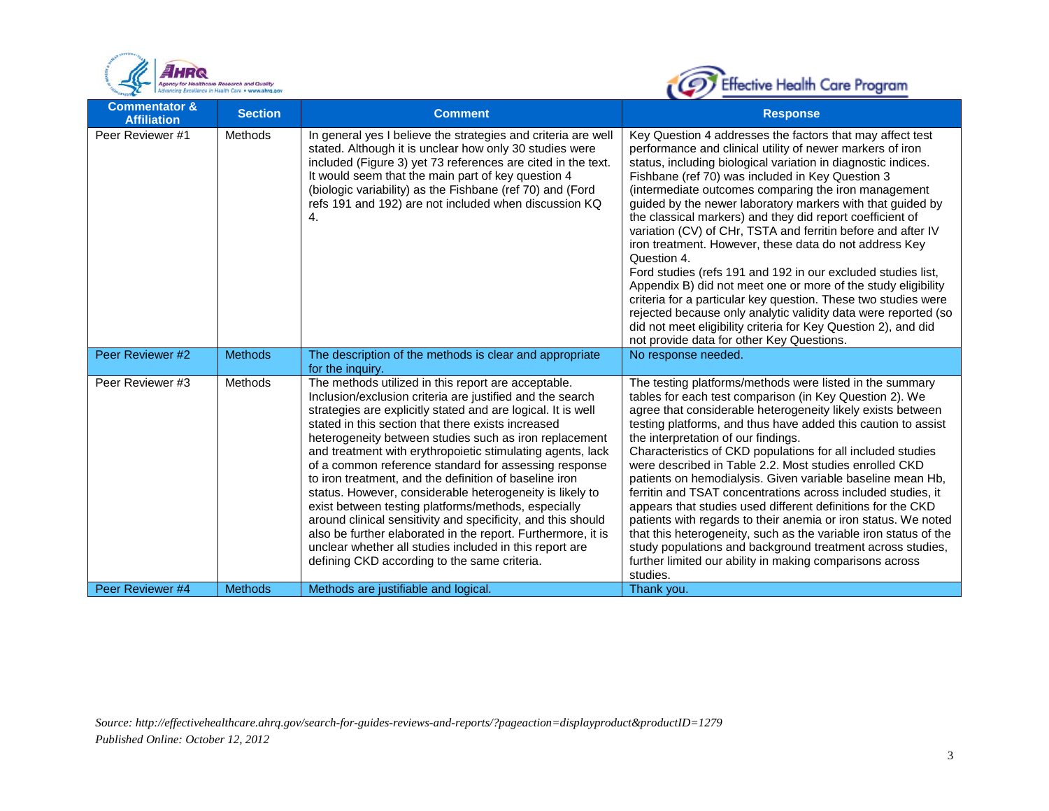| Commentator & Affiliation | Section | Comment | Response |
|---|---|---|---|
| Peer Reviewer #1 | Methods | In general yes I believe the strategies and criteria are well stated. Although it is unclear how only 30 studies were included (Figure 3) yet 73 references are cited in the text. It would seem that the main part of key question 4 (biologic variability) as the Fishbane (ref 70) and (Ford refs 191 and 192) are not included when discussion KQ 4. | Key Question 4 addresses the factors that may affect test performance and clinical utility of newer markers of iron status, including biological variation in diagnostic indices. Fishbane (ref 70) was included in Key Question 3 (intermediate outcomes comparing the iron management guided by the newer laboratory markers with that guided by the classical markers) and they did report coefficient of variation (CV) of CHr, TSTA and ferritin before and after IV iron treatment. However, these data do not address Key Question 4.<br>Ford studies (refs 191 and 192 in our excluded studies list, Appendix B) did not meet one or more of the study eligibility criteria for a particular key question. These two studies were rejected because only analytic validity data were reported (so did not meet eligibility criteria for Key Question 2), and did not provide data for other Key Questions. |
| Peer Reviewer #2 | Methods | The description of the methods is clear and appropriate for the inquiry. | No response needed. |
| Peer Reviewer #3 | Methods | The methods utilized in this report are acceptable. Inclusion/exclusion criteria are justified and the search strategies are explicitly stated and are logical. It is well stated in this section that there exists increased heterogeneity between studies such as iron replacement and treatment with erythropoietic stimulating agents, lack of a common reference standard for assessing response to iron treatment, and the definition of baseline iron status. However, considerable heterogeneity is likely to exist between testing platforms/methods, especially around clinical sensitivity and specificity, and this should also be further elaborated in the report. Furthermore, it is unclear whether all studies included in this report are defining CKD according to the same criteria. | The testing platforms/methods were listed in the summary tables for each test comparison (in Key Question 2). We agree that considerable heterogeneity likely exists between testing platforms, and thus have added this caution to assist the interpretation of our findings.<br>Characteristics of CKD populations for all included studies were described in Table 2.2. Most studies enrolled CKD patients on hemodialysis. Given variable baseline mean Hb, ferritin and TSAT concentrations across included studies, it appears that studies used different definitions for the CKD patients with regards to their anemia or iron status. We noted that this heterogeneity, such as the variable iron status of the study populations and background treatment across studies, further limited our ability in making comparisons across studies. |
| Peer Reviewer #4 | Methods | Methods are justifiable and logical. | Thank you. |

*Source: http://effectivehealthcare.ahrq.gov/search-for-guides-reviews-and-reports/?pageaction=displayproduct&productID=1279*
*Published Online: October 12, 2012*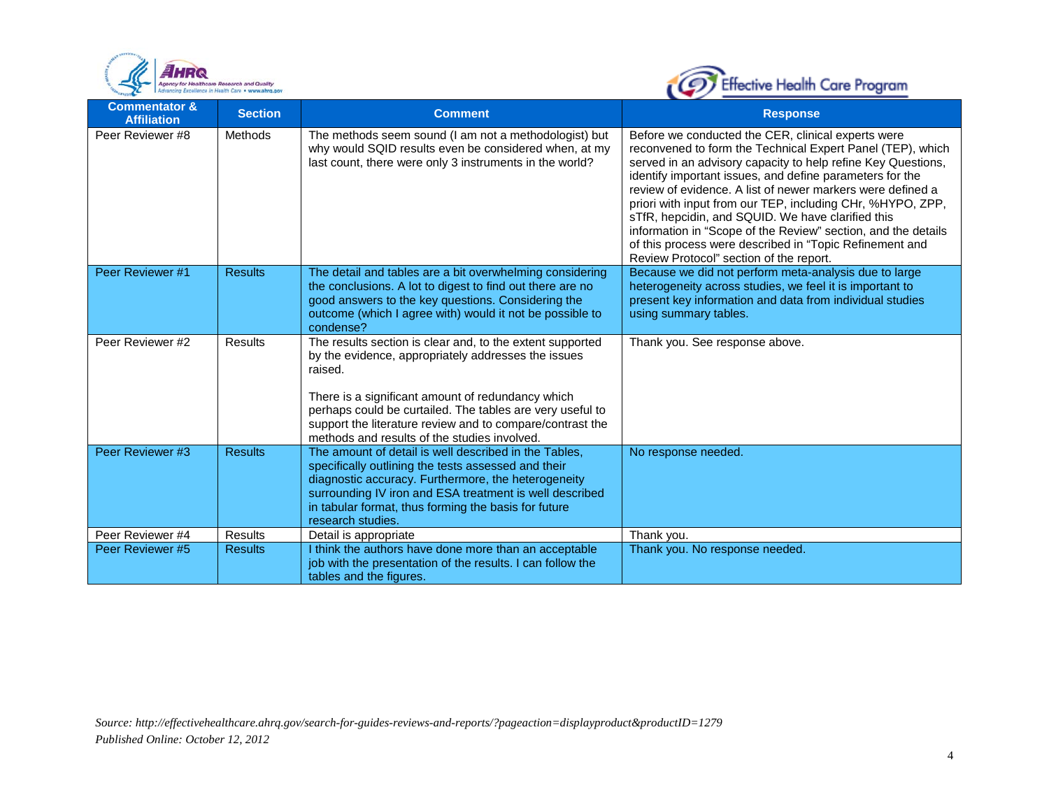| Commentator & Affiliation | Section | Comment | Response |
|---|---|---|---|
| Peer Reviewer #8 | Methods | The methods seem sound (I am not a methodologist) but why would SQID results even be considered when, at my last count, there were only 3 instruments in the world? | Before we conducted the CER, clinical experts were reconvened to form the Technical Expert Panel (TEP), which served in an advisory capacity to help refine Key Questions, identify important issues, and define parameters for the review of evidence. A list of newer markers were defined a priori with input from our TEP, including CHr, %HYPO, ZPP, sTfR, hepcidin, and SQUID. We have clarified this information in "Scope of the Review" section, and the details of this process were described in "Topic Refinement and Review Protocol" section of the report. |
| Peer Reviewer #1 | Results | The detail and tables are a bit overwhelming considering the conclusions. A lot to digest to find out there are no good answers to the key questions. Considering the outcome (which I agree with) would it not be possible to condense? | Because we did not perform meta-analysis due to large heterogeneity across studies, we feel it is important to present key information and data from individual studies using summary tables. |
| Peer Reviewer #2 | Results | The results section is clear and, to the extent supported by the evidence, appropriately addresses the issues raised.<br><br>There is a significant amount of redundancy which perhaps could be curtailed. The tables are very useful to support the literature review and to compare/contrast the methods and results of the studies involved. | Thank you. See response above. |
| Peer Reviewer #3 | Results | The amount of detail is well described in the Tables, specifically outlining the tests assessed and their diagnostic accuracy. Furthermore, the heterogeneity surrounding IV iron and ESA treatment is well described in tabular format, thus forming the basis for future research studies. | No response needed. |
| Peer Reviewer #4 | Results | Detail is appropriate | Thank you. |
| Peer Reviewer #5 | Results | I think the authors have done more than an acceptable job with the presentation of the results. I can follow the tables and the figures. | Thank you. No response needed. |

*Source: http://effectivehealthcare.ahrq.gov/search-for-guides-reviews-and-reports/?pageaction=displayproduct&productID=1279*
*Published Online: October 12, 2012*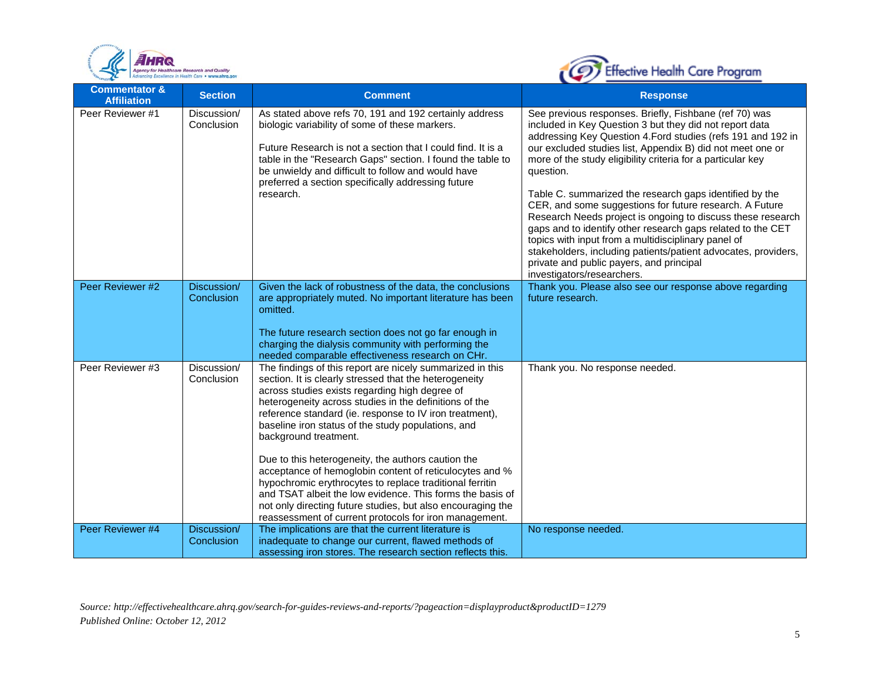| Commentator & Affiliation | Section | Comment | Response |
|---|---|---|---|
| Peer Reviewer #1 | Discussion/ Conclusion | As stated above refs 70, 191 and 192 certainly address biologic variability of some of these markers.<br><br>Future Research is not a section that I could find. It is a table in the "Research Gaps" section. I found the table to be unwieldy and difficult to follow and would have preferred a section specifically addressing future research. | See previous responses. Briefly, Fishbane (ref 70) was included in Key Question 3 but they did not report data addressing Key Question 4.Ford studies (refs 191 and 192 in our excluded studies list, Appendix B) did not meet one or more of the study eligibility criteria for a particular key question.<br><br>Table C. summarized the research gaps identified by the CER, and some suggestions for future research. A Future Research Needs project is ongoing to discuss these research gaps and to identify other research gaps related to the CET topics with input from a multidisciplinary panel of stakeholders, including patients/patient advocates, providers, private and public payers, and principal investigators/researchers. |
| Peer Reviewer #2 | Discussion/ Conclusion | Given the lack of robustness of the data, the conclusions are appropriately muted. No important literature has been omitted.<br><br>The future research section does not go far enough in charging the dialysis community with performing the needed comparable effectiveness research on CHr. | Thank you. Please also see our response above regarding future research. |
| Peer Reviewer #3 | Discussion/ Conclusion | The findings of this report are nicely summarized in this section. It is clearly stressed that the heterogeneity across studies exists regarding high degree of heterogeneity across studies in the definitions of the reference standard (ie. response to IV iron treatment), baseline iron status of the study populations, and background treatment.<br><br>Due to this heterogeneity, the authors caution the acceptance of hemoglobin content of reticulocytes and % hypochromic erythrocytes to replace traditional ferritin and TSAT albeit the low evidence. This forms the basis of not only directing future studies, but also encouraging the reassessment of current protocols for iron management. | Thank you. No response needed. |
| Peer Reviewer #4 | Discussion/ Conclusion | The implications are that the current literature is inadequate to change our current, flawed methods of assessing iron stores. The research section reflects this. | No response needed. |

*Source: http://effectivehealthcare.ahrq.gov/search-for-guides-reviews-and-reports/?pageaction=displayproduct&productID=1279*
*Published Online: October 12, 2012*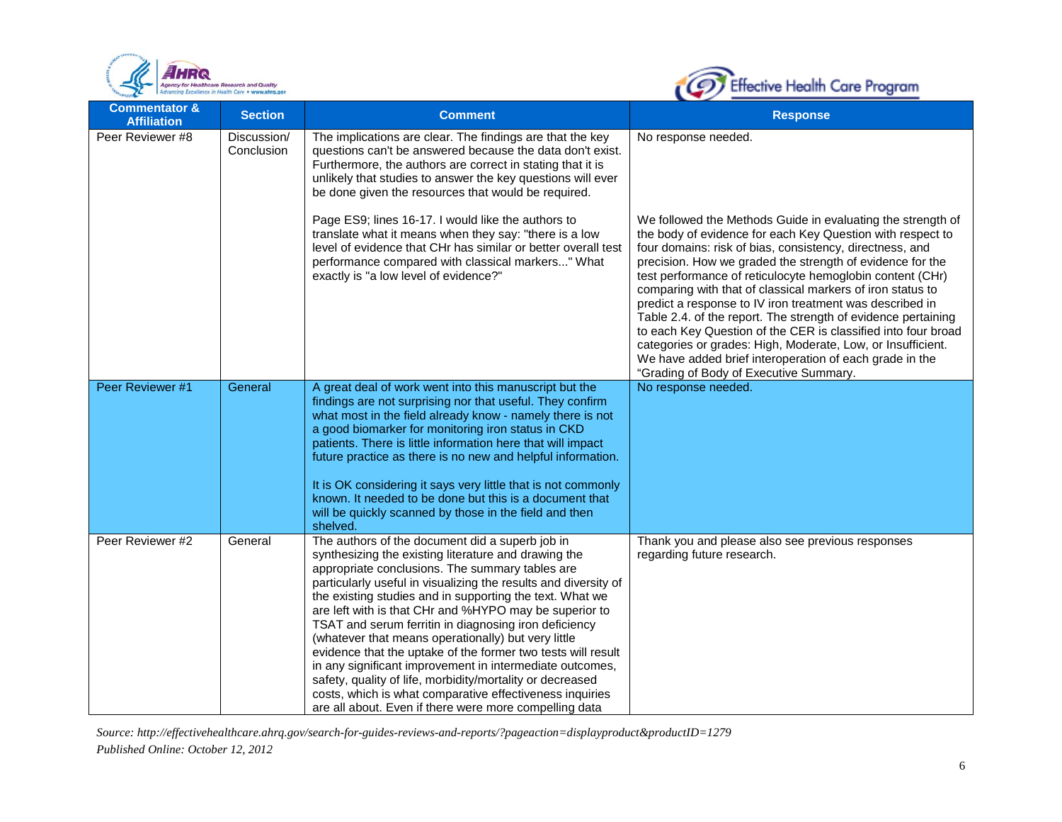| Commentator & Affiliation | Section | Comment | Response |
|---|---|---|---|
| Peer Reviewer #8 | Discussion/ Conclusion | The implications are clear. The findings are that the key questions can't be answered because the data don't exist. Furthermore, the authors are correct in stating that it is unlikely that studies to answer the key questions will ever be done given the resources that would be required.<br><br>Page ES9; lines 16-17. I would like the authors to translate what it means when they say: "there is a low level of evidence that CHr has similar or better overall test performance compared with classical markers..." What exactly is "a low level of evidence?" | No response needed.<br><br>We followed the Methods Guide in evaluating the strength of the body of evidence for each Key Question with respect to four domains: risk of bias, consistency, directness, and precision. How we graded the strength of evidence for the test performance of reticulocyte hemoglobin content (CHr) comparing with that of classical markers of iron status to predict a response to IV iron treatment was described in Table 2.4. of the report. The strength of evidence pertaining to each Key Question of the CER is classified into four broad categories or grades: High, Moderate, Low, or Insufficient. We have added brief interoperation of each grade in the "Grading of Body of Executive Summary. |
| Peer Reviewer #1 | General | A great deal of work went into this manuscript but the findings are not surprising nor that useful. They confirm what most in the field already know - namely there is not a good biomarker for monitoring iron status in CKD patients. There is little information here that will impact future practice as there is no new and helpful information.<br><br>It is OK considering it says very little that is not commonly known. It needed to be done but this is a document that will be quickly scanned by those in the field and then shelved. | No response needed. |
| Peer Reviewer #2 | General | The authors of the document did a superb job in synthesizing the existing literature and drawing the appropriate conclusions. The summary tables are particularly useful in visualizing the results and diversity of the existing studies and in supporting the text. What we are left with is that CHr and %HYPO may be superior to TSAT and serum ferritin in diagnosing iron deficiency (whatever that means operationally) but very little evidence that the uptake of the former two tests will result in any significant improvement in intermediate outcomes, safety, quality of life, morbidity/mortality or decreased costs, which is what comparative effectiveness inquiries are all about. Even if there were more compelling data | Thank you and please also see previous responses regarding future research. |

*Source: http://effectivehealthcare.ahrq.gov/search-for-guides-reviews-and-reports/?pageaction=displayproduct&productID=1279*
*Published Online: October 12, 2012*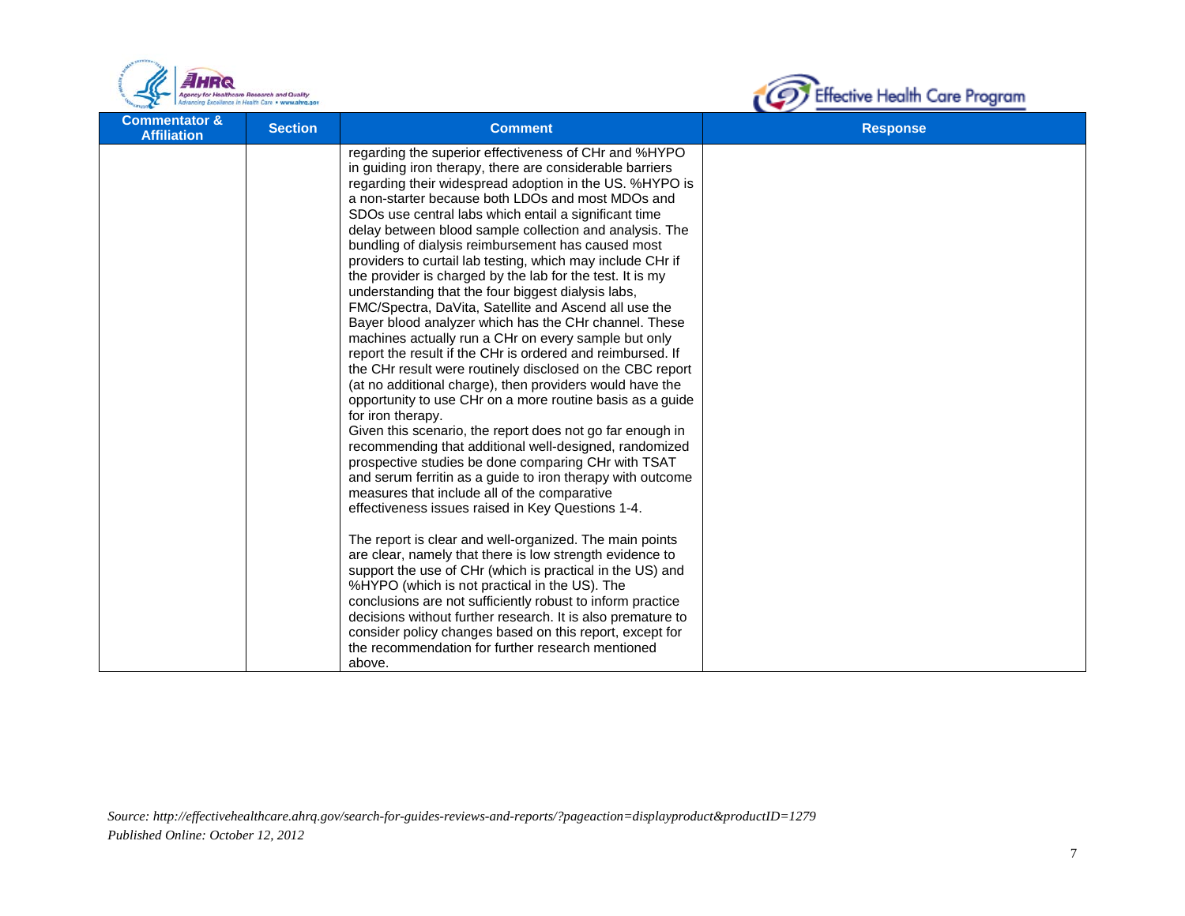| Commentator & Affiliation | Section | Comment | Response |
|---|---|---|---|
| | | regarding the superior effectiveness of CHr and %HYPO in guiding iron therapy, there are considerable barriers regarding their widespread adoption in the US. %HYPO is a non-starter because both LDOs and most MDOs and SDOs use central labs which entail a significant time delay between blood sample collection and analysis. The bundling of dialysis reimbursement has caused most providers to curtail lab testing, which may include CHr if the provider is charged by the lab for the test. It is my understanding that the four biggest dialysis labs, FMC/Spectra, DaVita, Satellite and Ascend all use the Bayer blood analyzer which has the CHr channel. These machines actually run a CHr on every sample but only report the result if the CHr is ordered and reimbursed. If the CHr result were routinely disclosed on the CBC report (at no additional charge), then providers would have the opportunity to use CHr on a more routine basis as a guide for iron therapy.<br>Given this scenario, the report does not go far enough in recommending that additional well-designed, randomized prospective studies be done comparing CHr with TSAT and serum ferritin as a guide to iron therapy with outcome measures that include all of the comparative effectiveness issues raised in Key Questions 1-4.<br><br>The report is clear and well-organized. The main points are clear, namely that there is low strength evidence to support the use of CHr (which is practical in the US) and %HYPO (which is not practical in the US). The conclusions are not sufficiently robust to inform practice decisions without further research. It is also premature to consider policy changes based on this report, except for the recommendation for further research mentioned above. | |

*Source: http://effectivehealthcare.ahrq.gov/search-for-guides-reviews-and-reports/?pageaction=displayproduct&productID=1279*
*Published Online: October 12, 2012*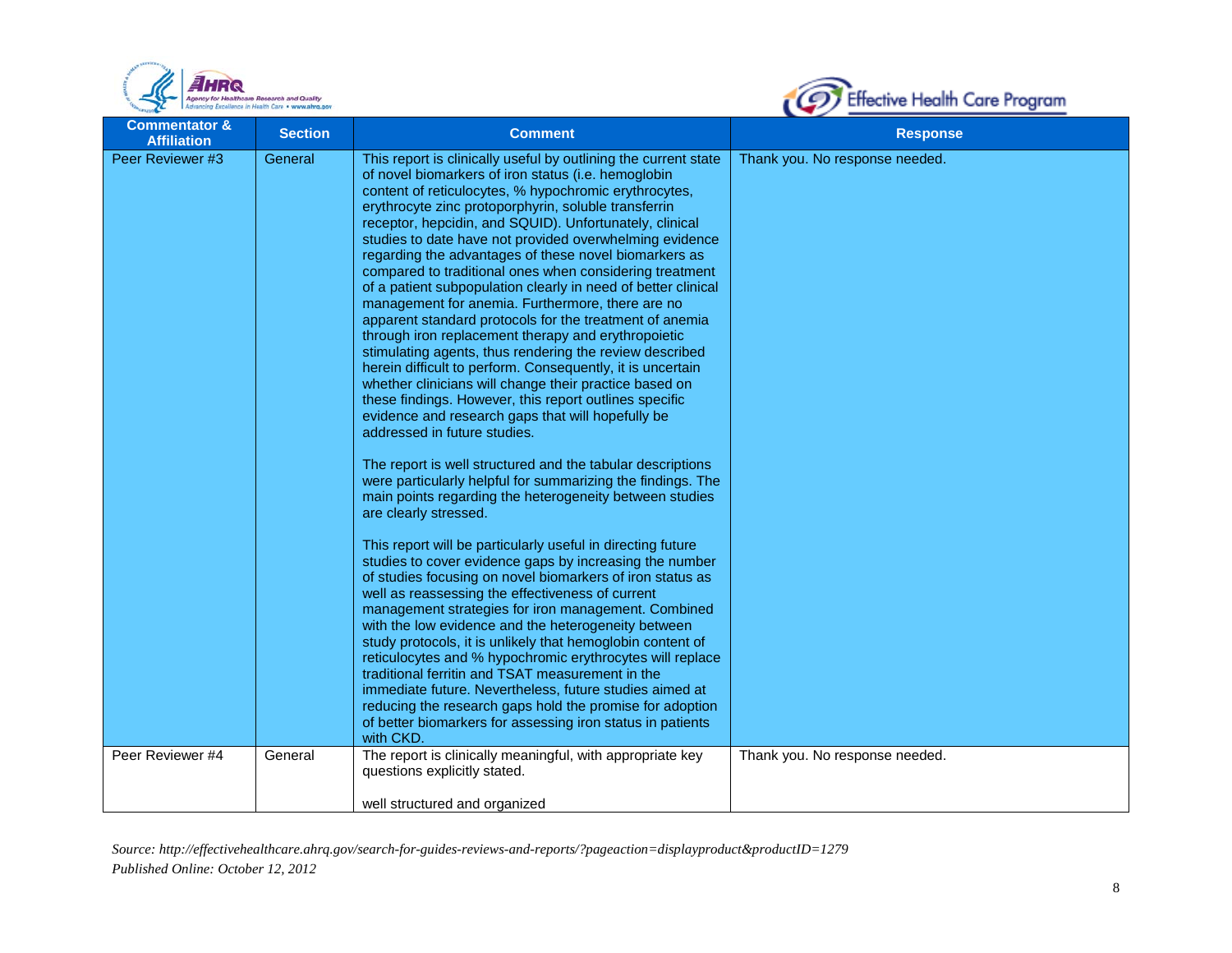| Commentator & Affiliation | Section | Comment | Response |
|---|---|---|---|
| Peer Reviewer #3 | General | This report is clinically useful by outlining the current state of novel biomarkers of iron status (i.e. hemoglobin content of reticulocytes, % hypochromic erythrocytes, erythrocyte zinc protoporphyrin, soluble transferrin receptor, hepcidin, and SQUID). Unfortunately, clinical studies to date have not provided overwhelming evidence regarding the advantages of these novel biomarkers as compared to traditional ones when considering treatment of a patient subpopulation clearly in need of better clinical management for anemia. Furthermore, there are no apparent standard protocols for the treatment of anemia through iron replacement therapy and erythropoietic stimulating agents, thus rendering the review described herein difficult to perform. Consequently, it is uncertain whether clinicians will change their practice based on these findings. However, this report outlines specific evidence and research gaps that will hopefully be addressed in future studies.<br><br>The report is well structured and the tabular descriptions were particularly helpful for summarizing the findings. The main points regarding the heterogeneity between studies are clearly stressed.<br><br>This report will be particularly useful in directing future studies to cover evidence gaps by increasing the number of studies focusing on novel biomarkers of iron status as well as reassessing the effectiveness of current management strategies for iron management. Combined with the low evidence and the heterogeneity between study protocols, it is unlikely that hemoglobin content of reticulocytes and % hypochromic erythrocytes will replace traditional ferritin and TSAT measurement in the immediate future. Nevertheless, future studies aimed at reducing the research gaps hold the promise for adoption of better biomarkers for assessing iron status in patients with CKD. | Thank you. No response needed. |
| Peer Reviewer #4 | General | The report is clinically meaningful, with appropriate key questions explicitly stated.<br><br>well structured and organized | Thank you. No response needed. |

*Source: http://effectivehealthcare.ahrq.gov/search-for-guides-reviews-and-reports/?pageaction=displayproduct&productID=1279*
*Published Online: October 12, 2012*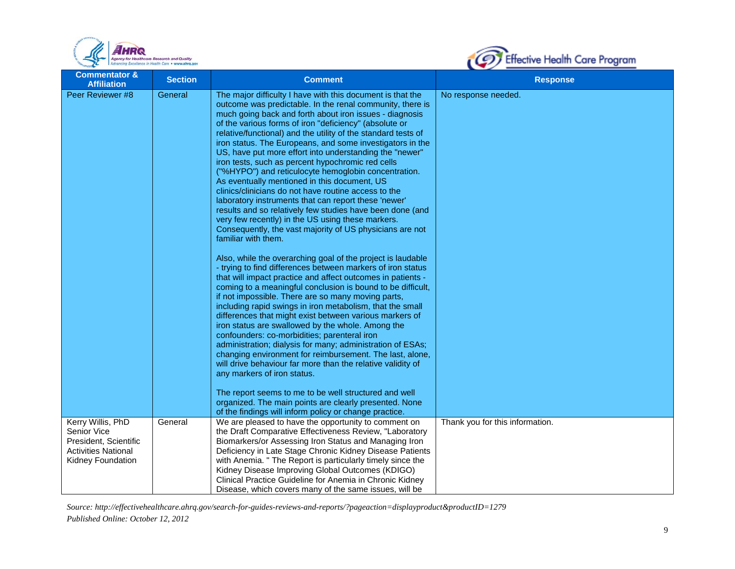| Commentator & Affiliation | Section | Comment | Response |
|---|---|---|---|
| Peer Reviewer #8 | General | The major difficulty I have with this document is that the outcome was predictable. In the renal community, there is much going back and forth about iron issues - diagnosis of the various forms of iron "deficiency" (absolute or relative/functional) and the utility of the standard tests of iron status. The Europeans, and some investigators in the US, have put more effort into understanding the "newer" iron tests, such as percent hypochromic red cells ("%HYPO") and reticulocyte hemoglobin concentration. As eventually mentioned in this document, US clinics/clinicians do not have routine access to the laboratory instruments that can report these 'newer' results and so relatively few studies have been done (and very few recently) in the US using these markers. Consequently, the vast majority of US physicians are not familiar with them.<br><br>Also, while the overarching goal of the project is laudable - trying to find differences between markers of iron status that will impact practice and affect outcomes in patients - coming to a meaningful conclusion is bound to be difficult, if not impossible. There are so many moving parts, including rapid swings in iron metabolism, that the small differences that might exist between various markers of iron status are swallowed by the whole. Among the confounders: co-morbidities; parenteral iron administration; dialysis for many; administration of ESAs; changing environment for reimbursement. The last, alone, will drive behaviour far more than the relative validity of any markers of iron status.<br><br>The report seems to me to be well structured and well organized. The main points are clearly presented. None of the findings will inform policy or change practice. | No response needed. |
| Kerry Willis, PhD Senior Vice President, Scientific Activities National Kidney Foundation | General | We are pleased to have the opportunity to comment on the Draft Comparative Effectiveness Review, "Laboratory Biomarkers/or Assessing Iron Status and Managing Iron Deficiency in Late Stage Chronic Kidney Disease Patients with Anemia. " The Report is particularly timely since the Kidney Disease Improving Global Outcomes (KDIGO) Clinical Practice Guideline for Anemia in Chronic Kidney Disease, which covers many of the same issues, will be | Thank you for this information. |

*Source: http://effectivehealthcare.ahrq.gov/search-for-guides-reviews-and-reports/?pageaction=displayproduct&productID=1279*
*Published Online: October 12, 2012*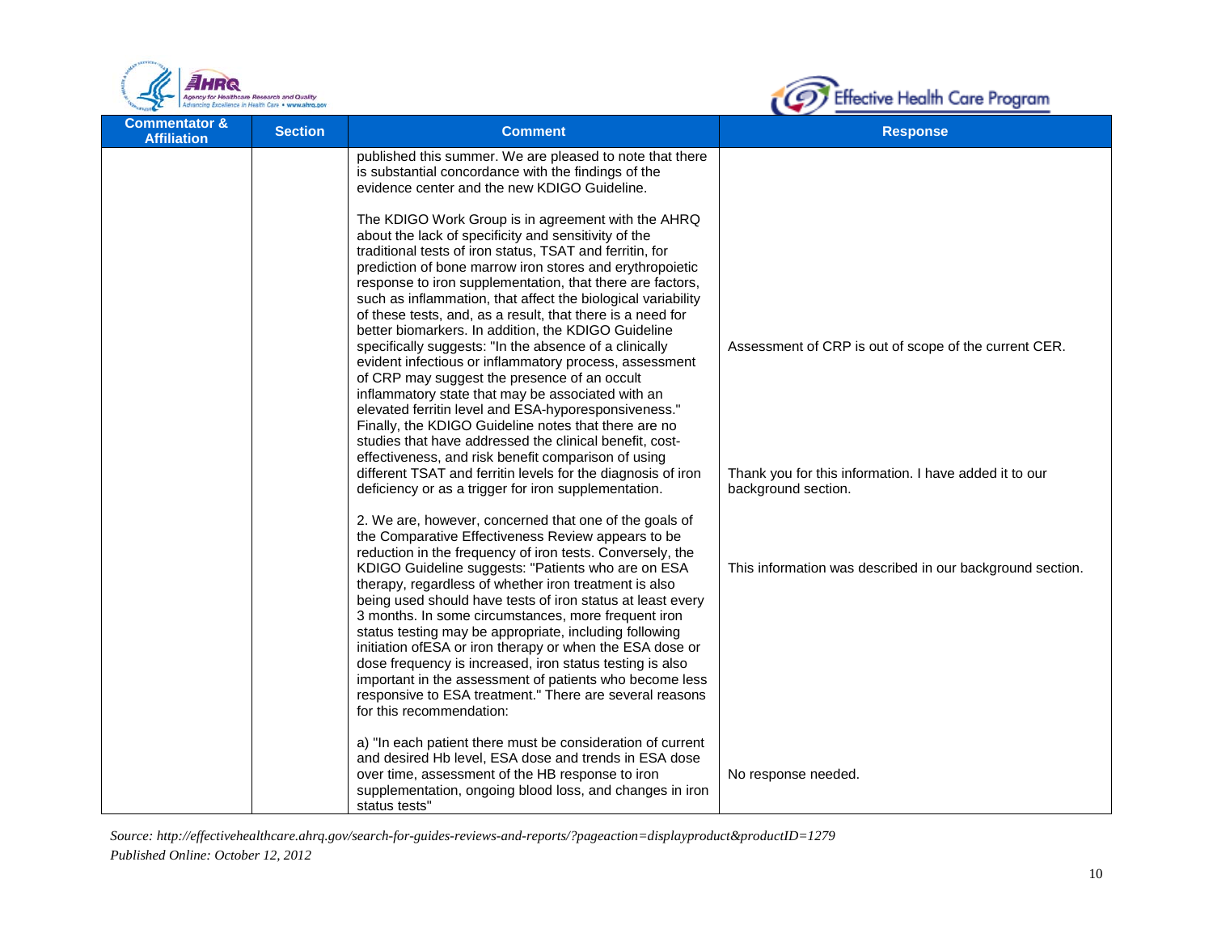| Commentator & Affiliation | Section | Comment | Response |
|---|---|---|---|
| | | published this summer. We are pleased to note that there is substantial concordance with the findings of the evidence center and the new KDIGO Guideline. | |
| | | The KDIGO Work Group is in agreement with the AHRQ about the lack of specificity and sensitivity of the traditional tests of iron status, TSAT and ferritin, for prediction of bone marrow iron stores and erythropoietic response to iron supplementation, that there are factors, such as inflammation, that affect the biological variability of these tests, and, as a result, that there is a need for better biomarkers. In addition, the KDIGO Guideline specifically suggests: "In the absence of a clinically evident infectious or inflammatory process, assessment of CRP may suggest the presence of an occult inflammatory state that may be associated with an elevated ferritin level and ESA-hyporesponsiveness." | Assessment of CRP is out of scope of the current CER. |
| | | Finally, the KDIGO Guideline notes that there are no studies that have addressed the clinical benefit, cost-effectiveness, and risk benefit comparison of using different TSAT and ferritin levels for the diagnosis of iron deficiency or as a trigger for iron supplementation. | Thank you for this information. I have added it to our background section. |
| | | 2. We are, however, concerned that one of the goals of the Comparative Effectiveness Review appears to be reduction in the frequency of iron tests. Conversely, the KDIGO Guideline suggests: "Patients who are on ESA therapy, regardless of whether iron treatment is also being used should have tests of iron status at least every 3 months. In some circumstances, more frequent iron status testing may be appropriate, including following initiation ofESA or iron therapy or when the ESA dose or dose frequency is increased, iron status testing is also important in the assessment of patients who become less responsive to ESA treatment." There are several reasons for this recommendation: | This information was described in our background section. |
| | | a) "In each patient there must be consideration of current and desired Hb level, ESA dose and trends in ESA dose over time, assessment of the HB response to iron supplementation, ongoing blood loss, and changes in iron status tests" | No response needed. |

*Source: http://effectivehealthcare.ahrq.gov/search-for-guides-reviews-and-reports/?pageaction=displayproduct&productID=1279*
*Published Online: October 12, 2012*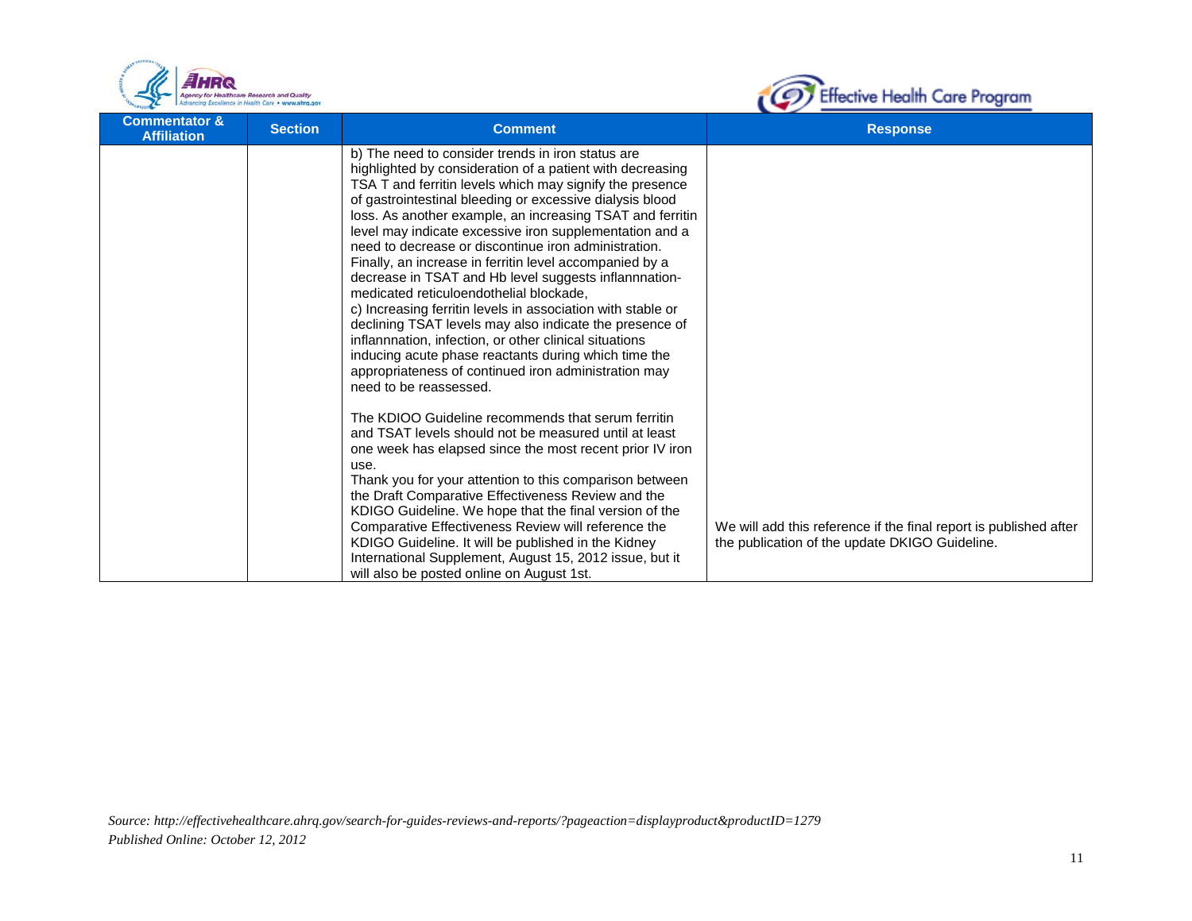| Commentator & Affiliation | Section | Comment | Response |
|---|---|---|---|
| | | b) The need to consider trends in iron status are highlighted by consideration of a patient with decreasing TSA T and ferritin levels which may signify the presence of gastrointestinal bleeding or excessive dialysis blood loss. As another example, an increasing TSAT and ferritin level may indicate excessive iron supplementation and a need to decrease or discontinue iron administration. Finally, an increase in ferritin level accompanied by a decrease in TSAT and Hb level suggests inflannnation-medicated reticuloendothelial blockade,<br>c) Increasing ferritin levels in association with stable or declining TSAT levels may also indicate the presence of inflannnation, infection, or other clinical situations inducing acute phase reactants during which time the appropriateness of continued iron administration may need to be reassessed.<br><br>The KDIOO Guideline recommends that serum ferritin and TSAT levels should not be measured until at least one week has elapsed since the most recent prior IV iron use.<br>Thank you for your attention to this comparison between the Draft Comparative Effectiveness Review and the KDIGO Guideline. We hope that the final version of the Comparative Effectiveness Review will reference the KDIGO Guideline. It will be published in the Kidney International Supplement, August 15, 2012 issue, but it will also be posted online on August 1st. | We will add this reference if the final report is published after the publication of the update DKIGO Guideline. |

*Source: http://effectivehealthcare.ahrq.gov/search-for-guides-reviews-and-reports/?pageaction=displayproduct&productID=1279*
*Published Online: October 12, 2012*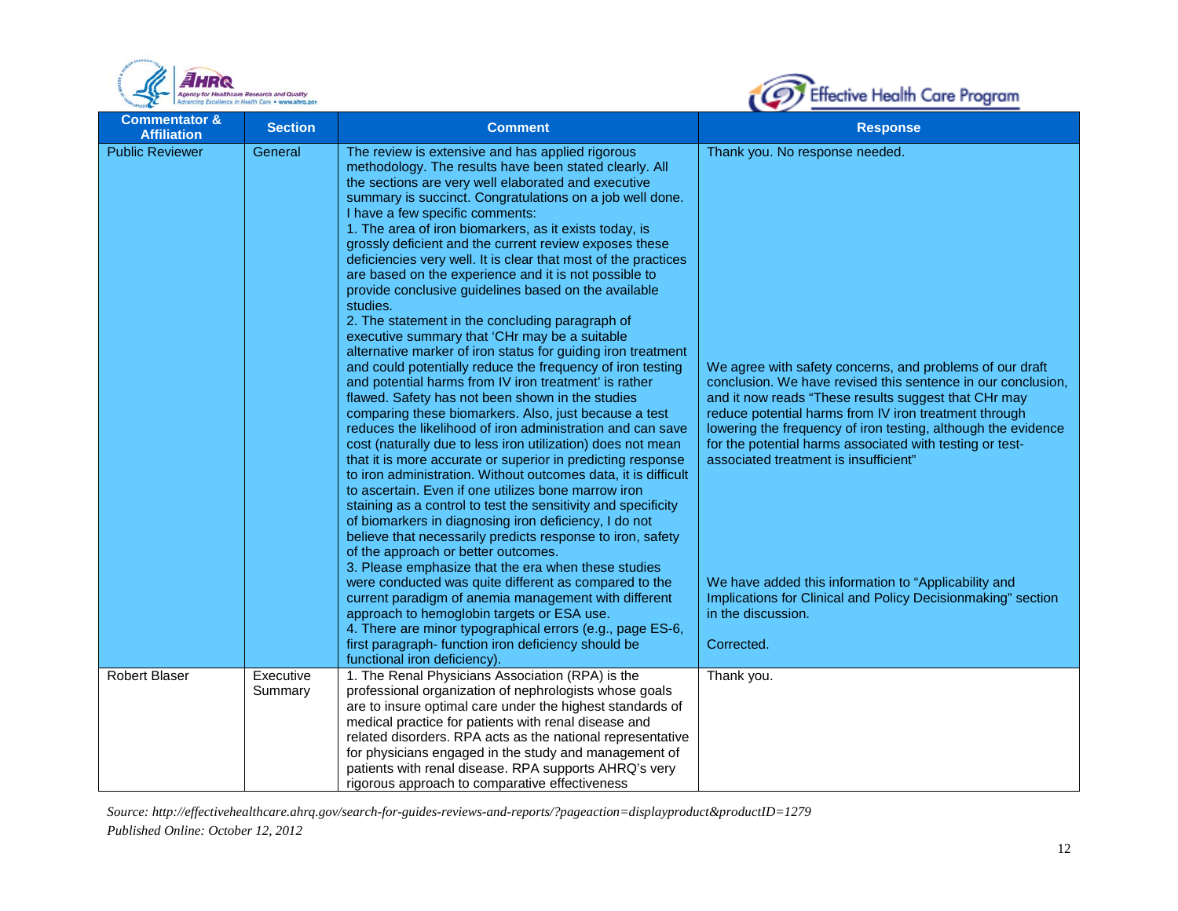| Commentator & Affiliation | Section | Comment | Response |
|---|---|---|---|
| Public Reviewer | General | The review is extensive and has applied rigorous methodology. The results have been stated clearly. All the sections are very well elaborated and executive summary is succinct. Congratulations on a job well done. I have a few specific comments:<br>1. The area of iron biomarkers, as it exists today, is grossly deficient and the current review exposes these deficiencies very well. It is clear that most of the practices are based on the experience and it is not possible to provide conclusive guidelines based on the available studies.<br>2. The statement in the concluding paragraph of executive summary that 'CHr may be a suitable alternative marker of iron status for guiding iron treatment and could potentially reduce the frequency of iron testing and potential harms from IV iron treatment' is rather flawed. Safety has not been shown in the studies comparing these biomarkers. Also, just because a test reduces the likelihood of iron administration and can save cost (naturally due to less iron utilization) does not mean that it is more accurate or superior in predicting response to iron administration. Without outcomes data, it is difficult to ascertain. Even if one utilizes bone marrow iron staining as a control to test the sensitivity and specificity of biomarkers in diagnosing iron deficiency, I do not believe that necessarily predicts response to iron, safety of the approach or better outcomes.<br>3. Please emphasize that the era when these studies were conducted was quite different as compared to the current paradigm of anemia management with different approach to hemoglobin targets or ESA use.<br>4. There are minor typographical errors (e.g., page ES-6, first paragraph- function iron deficiency should be functional iron deficiency). | Thank you. No response needed.<br><br>We agree with safety concerns, and problems of our draft conclusion. We have revised this sentence in our conclusion, and it now reads "These results suggest that CHr may reduce potential harms from IV iron treatment through lowering the frequency of iron testing, although the evidence for the potential harms associated with testing or test-associated treatment is insufficient"<br><br>We have added this information to "Applicability and Implications for Clinical and Policy Decisionmaking" section in the discussion.<br><br>Corrected. |
| Robert Blaser | Executive Summary | 1. The Renal Physicians Association (RPA) is the professional organization of nephrologists whose goals are to insure optimal care under the highest standards of medical practice for patients with renal disease and related disorders. RPA acts as the national representative for physicians engaged in the study and management of patients with renal disease. RPA supports AHRQ's very rigorous approach to comparative effectiveness | Thank you. |

*Source: http://effectivehealthcare.ahrq.gov/search-for-guides-reviews-and-reports/?pageaction=displayproduct&productID=1279*
*Published Online: October 12, 2012*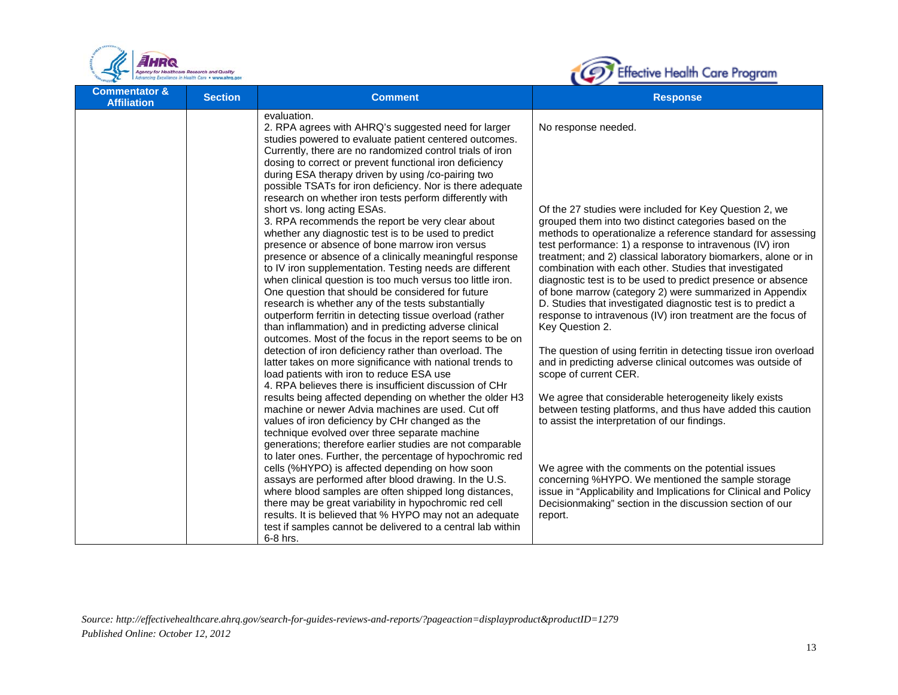| Commentator & Affiliation | Section | Comment | Response |
|---|---|---|---|
| | | evaluation.<br>2. RPA agrees with AHRQ's suggested need for larger studies powered to evaluate patient centered outcomes. Currently, there are no randomized control trials of iron dosing to correct or prevent functional iron deficiency during ESA therapy driven by using /co-pairing two possible TSATs for iron deficiency. Nor is there adequate research on whether iron tests perform differently with short vs. long acting ESAs. | No response needed. |
| | | 3. RPA recommends the report be very clear about whether any diagnostic test is to be used to predict presence or absence of bone marrow iron versus presence or absence of a clinically meaningful response to IV iron supplementation. Testing needs are different when clinical question is too much versus too little iron. One question that should be considered for future research is whether any of the tests substantially outperform ferritin in detecting tissue overload (rather than inflammation) and in predicting adverse clinical outcomes. Most of the focus in the report seems to be on detection of iron deficiency rather than overload. The latter takes on more significance with national trends to load patients with iron to reduce ESA use | Of the 27 studies were included for Key Question 2, we grouped them into two distinct categories based on the methods to operationalize a reference standard for assessing test performance: 1) a response to intravenous (IV) iron treatment; and 2) classical laboratory biomarkers, alone or in combination with each other. Studies that investigated diagnostic test is to be used to predict presence or absence of bone marrow (category 2) were summarized in Appendix D. Studies that investigated diagnostic test is to predict a response to intravenous (IV) iron treatment are the focus of Key Question 2.<br><br>The question of using ferritin in detecting tissue iron overload and in predicting adverse clinical outcomes was outside of scope of current CER. |
| | | 4. RPA believes there is insufficient discussion of CHr results being affected depending on whether the older H3 machine or newer Advia machines are used. Cut off values of iron deficiency by CHr changed as the technique evolved over three separate machine generations; therefore earlier studies are not comparable to later ones. Further, the percentage of hypochromic red cells (%HYPO) is affected depending on how soon assays are performed after blood drawing. In the U.S. where blood samples are often shipped long distances, there may be great variability in hypochromic red cell results. It is believed that % HYPO may not an adequate test if samples cannot be delivered to a central lab within 6-8 hrs. | We agree that considerable heterogeneity likely exists between testing platforms, and thus have added this caution to assist the interpretation of our findings.<br><br>We agree with the comments on the potential issues concerning %HYPO. We mentioned the sample storage issue in "Applicability and Implications for Clinical and Policy Decisionmaking" section in the discussion section of our report. |

*Source: http://effectivehealthcare.ahrq.gov/search-for-guides-reviews-and-reports/?pageaction=displayproduct&productID=1279*
*Published Online: October 12, 2012*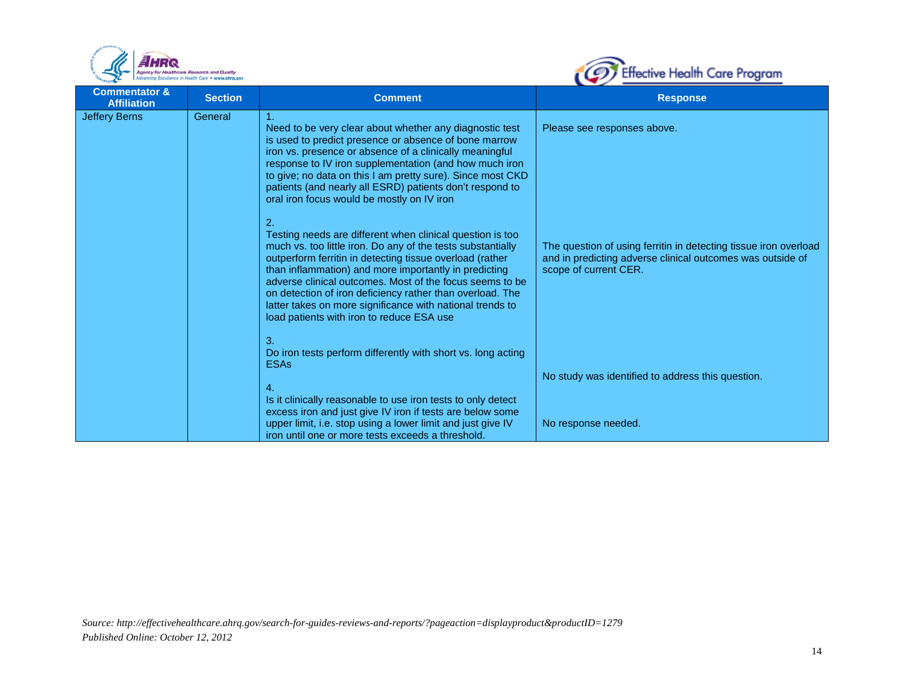| Commentator & Affiliation | Section | Comment | Response |
|---|---|---|---|
| Jeffery Berns | General | 1. Need to be very clear about whether any diagnostic test is used to predict presence or absence of bone marrow iron vs. presence or absence of a clinically meaningful response to IV iron supplementation (and how much iron to give; no data on this I am pretty sure). Since most CKD patients (and nearly all ESRD) patients don't respond to oral iron focus would be mostly on IV iron | Please see responses above. |
| | | 2. Testing needs are different when clinical question is too much vs. too little iron. Do any of the tests substantially outperform ferritin in detecting tissue overload (rather than inflammation) and more importantly in predicting adverse clinical outcomes. Most of the focus seems to be on detection of iron deficiency rather than overload. The latter takes on more significance with national trends to load patients with iron to reduce ESA use | The question of using ferritin in detecting tissue iron overload and in predicting adverse clinical outcomes was outside of scope of current CER. |
| | | 3. Do iron tests perform differently with short vs. long acting ESAs | No study was identified to address this question. |
| | | 4. Is it clinically reasonable to use iron tests to only detect excess iron and just give IV iron if tests are below some upper limit, i.e. stop using a lower limit and just give IV iron until one or more tests exceeds a threshold. | No response needed. |

*Source: http://effectivehealthcare.ahrq.gov/search-for-guides-reviews-and-reports/?pageaction=displayproduct&productID=1279*
*Published Online: October 12, 2012*